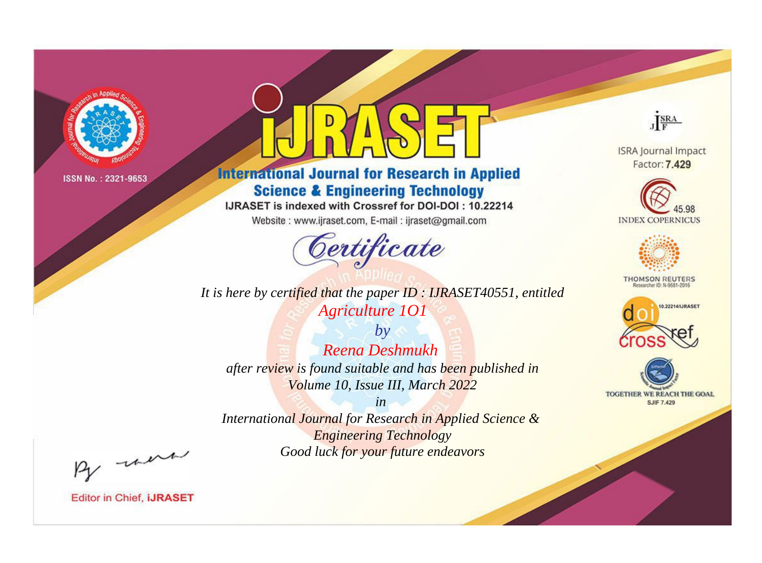ISSN No. : 2321-9653

# IJRASET

## International Journal for Research in Applied Science & Engineering Technology

IJRASET is indexed with Crossref for DOI-DOI : 10.22214

Website : www.ijraset.com, E-mail : ijraset@gmail.com

ISRA Journal Impact Factor: **7.429**

45.98 INDEX COPERNICUS

THOMSON REUTERS Researcher ID: N-9681-2016

10.22214/IJRASET

TOGETHER WE REACH THE GOAL SJIF 7.429

## *Certificate*

*It is here by certified that the paper ID : IJRASET40551, entitled*

*Agriculture 1O1*

*by*

*Reena Deshmukh*

*after review is found suitable and has been published in*
*Volume 10, Issue III, March 2022*

*in*

*International Journal for Research in Applied Science & Engineering Technology*
*Good luck for your future endeavors*

Editor in Chief, **IJRASET**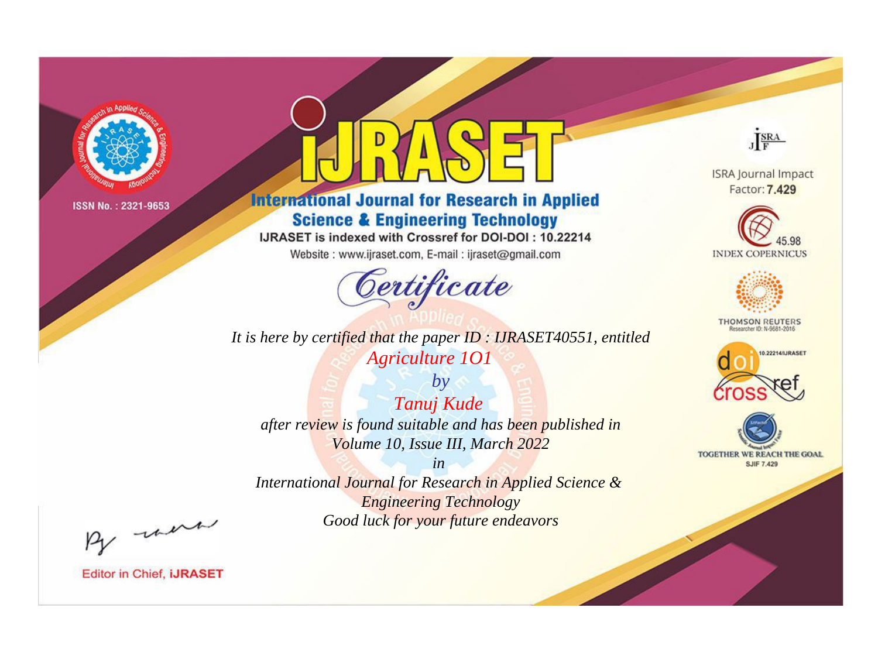ISSN No. : 2321-9653

# iJRASET

## International Journal for Research in Applied Science & Engineering Technology

IJRASET is indexed with Crossref for DOI-DOI : 10.22214

Website : www.ijraset.com, E-mail : ijraset@gmail.com

*Certificate*

*It is here by certified that the paper ID : IJRASET40551, entitled*

*Agriculture 1O1*

*by*

*Tanuj Kude*

*after review is found suitable and has been published in*

*Volume 10, Issue III, March 2022*

*in*

*International Journal for Research in Applied Science & Engineering Technology*

*Good luck for your future endeavors*

ISRA Journal Impact Factor: **7.429**

45.98 INDEX COPERNICUS

THOMSON REUTERS Researcher ID: N-9681-2016

10.22214/IJRASET

TOGETHER WE REACH THE GOAL SJIF 7.429

Editor in Chief, **iJRASET**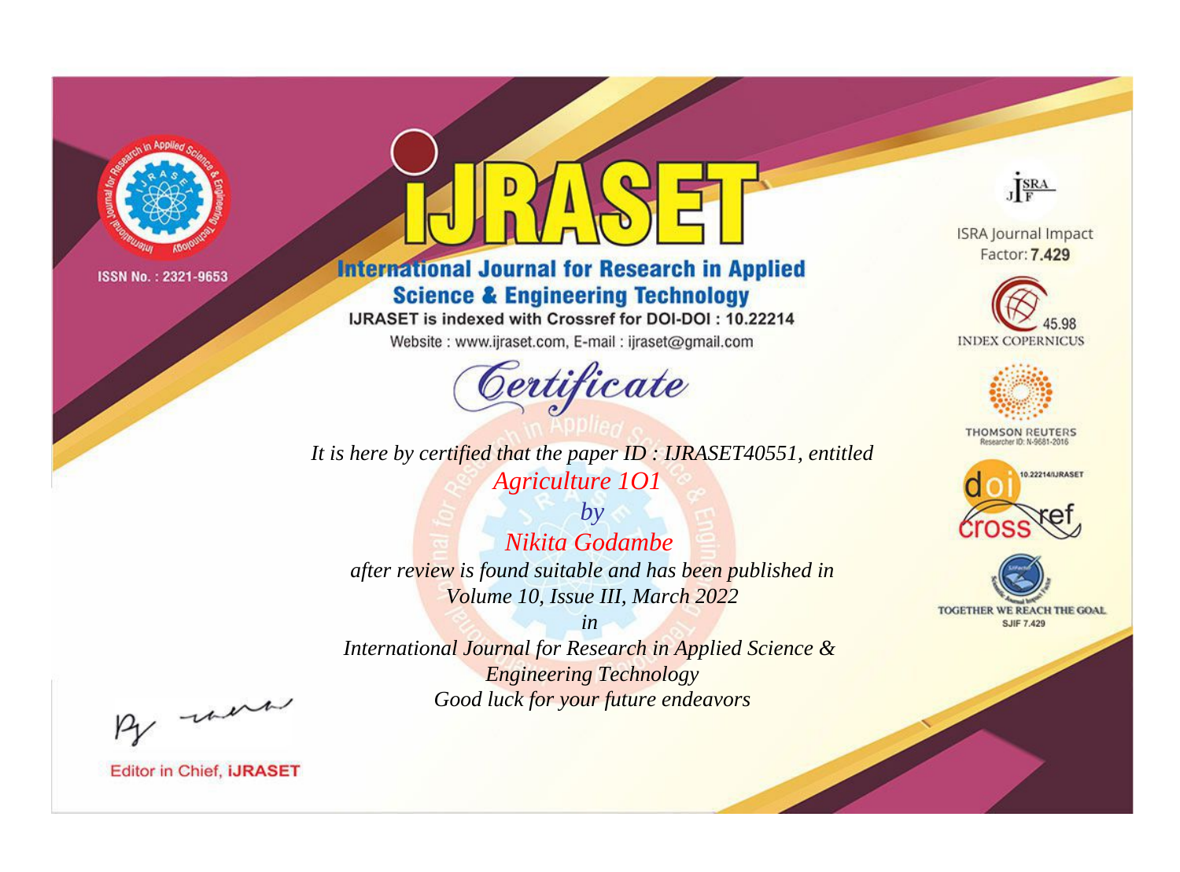ISSN No. : 2321-9653

# IJRASET

## International Journal for Research in Applied Science & Engineering Technology

IJRASET is indexed with Crossref for DOI-DOI : 10.22214

Website : www.ijraset.com, E-mail : ijraset@gmail.com

*Certificate*

*It is here by certified that the paper ID : IJRASET40551, entitled*

*Agriculture 1O1*

*by*

*Nikita Godambe*

*after review is found suitable and has been published in*

*Volume 10, Issue III, March 2022*

*in*

*International Journal for Research in Applied Science & Engineering Technology*

*Good luck for your future endeavors*

ISRA Journal Impact Factor: **7.429**

45.98 INDEX COPERNICUS

THOMSON REUTERS Researcher ID: N-9681-2016

10.22214/IJRASET

TOGETHER WE REACH THE GOAL SJIF 7.429

Editor in Chief, **IJRASET**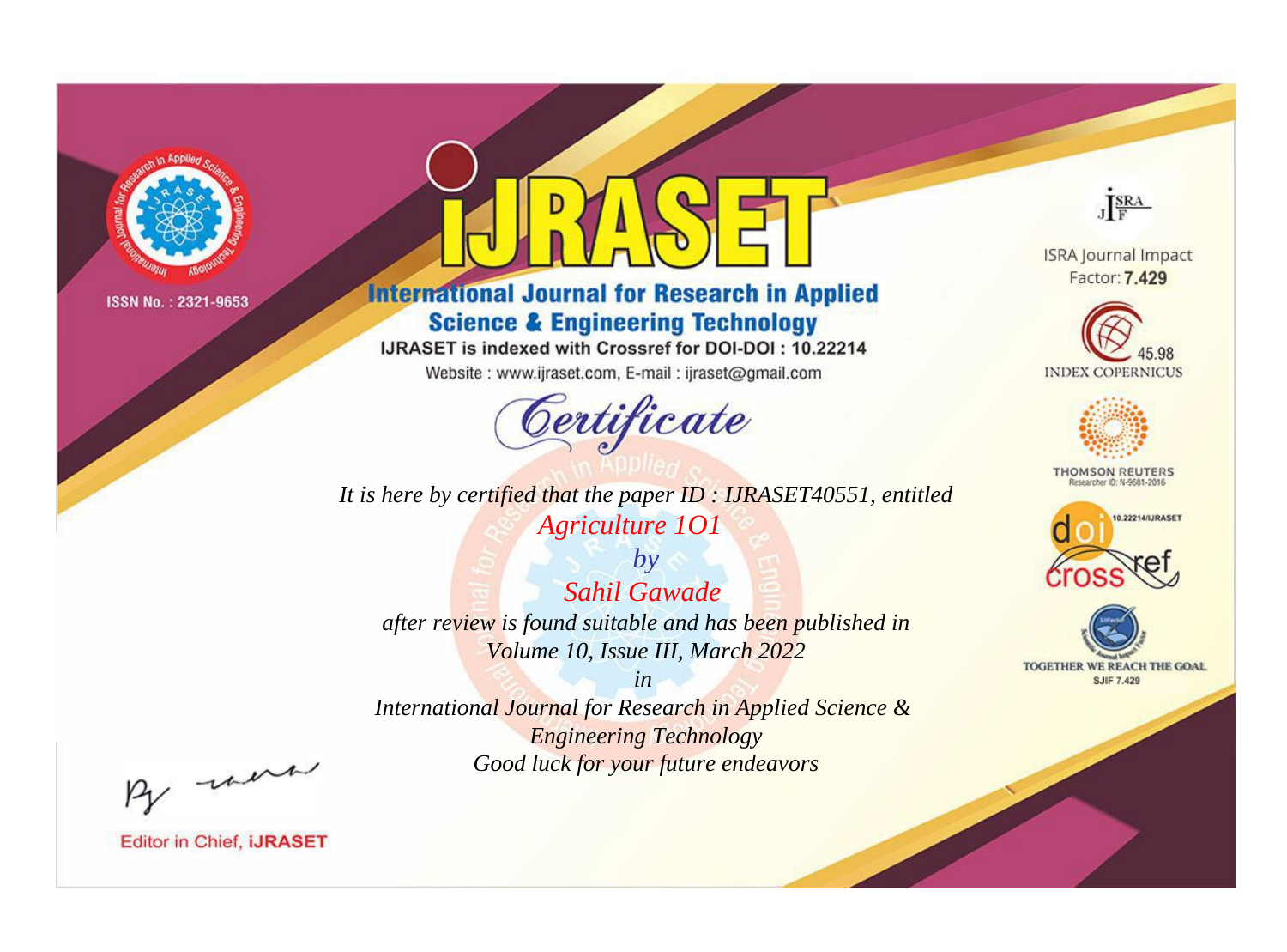ISSN No. : 2321-9653

# iJRASET

## International Journal for Research in Applied Science & Engineering Technology

IJRASET is indexed with Crossref for DOI-DOI : 10.22214

Website : www.ijraset.com, E-mail : ijraset@gmail.com

*Certificate*

*It is here by certified that the paper ID : IJRASET40551, entitled*

*Agriculture 1O1*

*by*

*Sahil Gawade*

*after review is found suitable and has been published in*

*Volume 10, Issue III, March 2022*

*in*

*International Journal for Research in Applied Science & Engineering Technology*

*Good luck for your future endeavors*

ISRA Journal Impact Factor: **7.429**

45.98 INDEX COPERNICUS

THOMSON REUTERS Researcher ID: N-9681-2016

10.22214/IJRASET

TOGETHER WE REACH THE GOAL SJIF 7.429

Editor in Chief, **iJRASET**